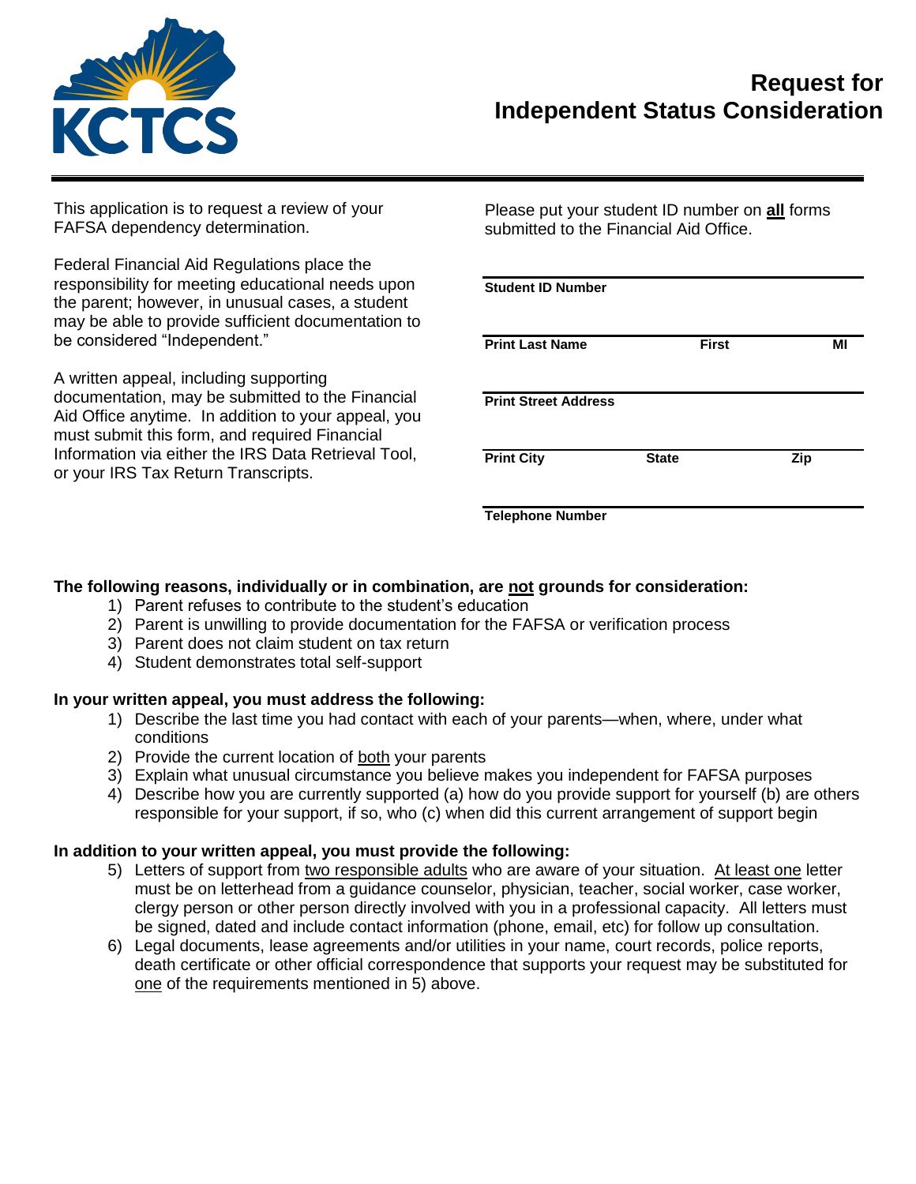KCTCS

# Request for Independent Status Consideration

This application is to request a review of your FAFSA dependency determination.

Federal Financial Aid Regulations place the responsibility for meeting educational needs upon the parent; however, in unusual cases, a student may be able to provide sufficient documentation to be considered "Independent."

A written appeal, including supporting documentation, may be submitted to the Financial Aid Office anytime. In addition to your appeal, you must submit this form, and required Financial Information via either the IRS Data Retrieval Tool, or your IRS Tax Return Transcripts.

Please put your student ID number on **all** forms submitted to the Financial Aid Office.

**Student ID Number** ______________________

**Print Last Name** ______________ **First** ______________ **MI** ____

**Print Street Address** ______________________

**Print City** ______________ **State** ______________ **Zip** ____

**Telephone Number** ______________________

**The following reasons, individually or in combination, are not grounds for consideration:**

1) Parent refuses to contribute to the student's education
2) Parent is unwilling to provide documentation for the FAFSA or verification process
3) Parent does not claim student on tax return
4) Student demonstrates total self-support

**In your written appeal, you must address the following:**

1) Describe the last time you had contact with each of your parents—when, where, under what conditions
2) Provide the current location of both your parents
3) Explain what unusual circumstance you believe makes you independent for FAFSA purposes
4) Describe how you are currently supported (a) how do you provide support for yourself (b) are others responsible for your support, if so, who (c) when did this current arrangement of support begin

**In addition to your written appeal, you must provide the following:**

5) Letters of support from two responsible adults who are aware of your situation. At least one letter must be on letterhead from a guidance counselor, physician, teacher, social worker, case worker, clergy person or other person directly involved with you in a professional capacity. All letters must be signed, dated and include contact information (phone, email, etc) for follow up consultation.
6) Legal documents, lease agreements and/or utilities in your name, court records, police reports, death certificate or other official correspondence that supports your request may be substituted for one of the requirements mentioned in 5) above.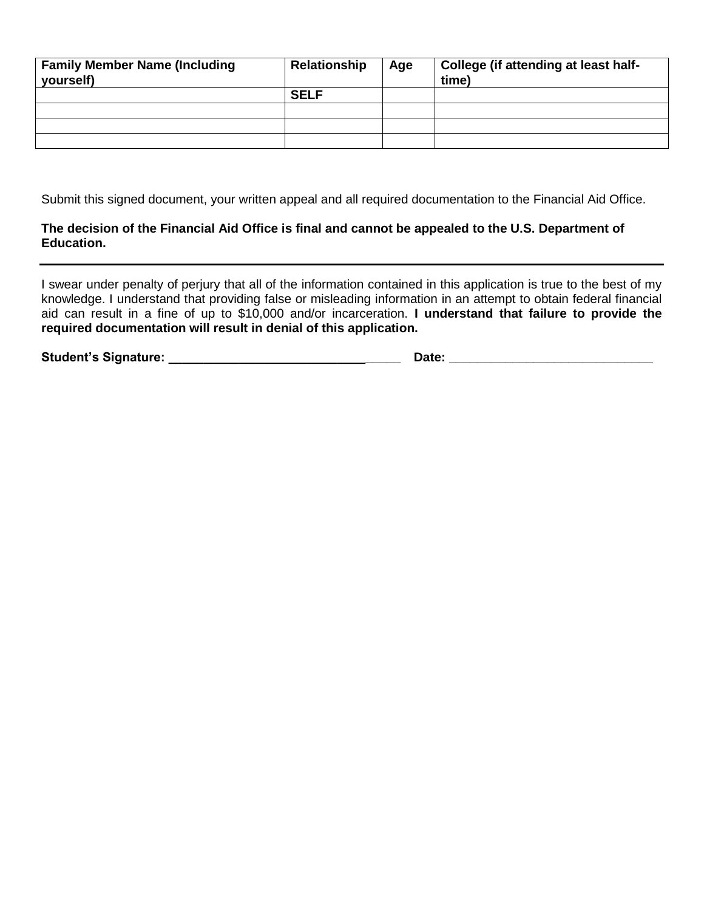| Family Member Name (Including yourself) | Relationship | Age | College (if attending at least half-time) |
|---|---|---|---|
| | **SELF** | | |
| | | | |
| | | | |
| | | | |

Submit this signed document, your written appeal and all required documentation to the Financial Aid Office.

**The decision of the Financial Aid Office is final and cannot be appealed to the U.S. Department of Education.**

---

I swear under penalty of perjury that all of the information contained in this application is true to the best of my knowledge. I understand that providing false or misleading information in an attempt to obtain federal financial aid can result in a fine of up to $10,000 and/or incarceration. **I understand that failure to provide the required documentation will result in denial of this application.**

**Student's Signature: \_\_\_\_\_\_\_\_\_\_\_\_\_\_\_\_\_\_\_\_\_\_\_\_\_\_\_\_\_\_\_\_\_\_ Date: \_\_\_\_\_\_\_\_\_\_\_\_\_\_\_\_\_\_\_\_\_\_\_\_\_\_\_\_\_\_**